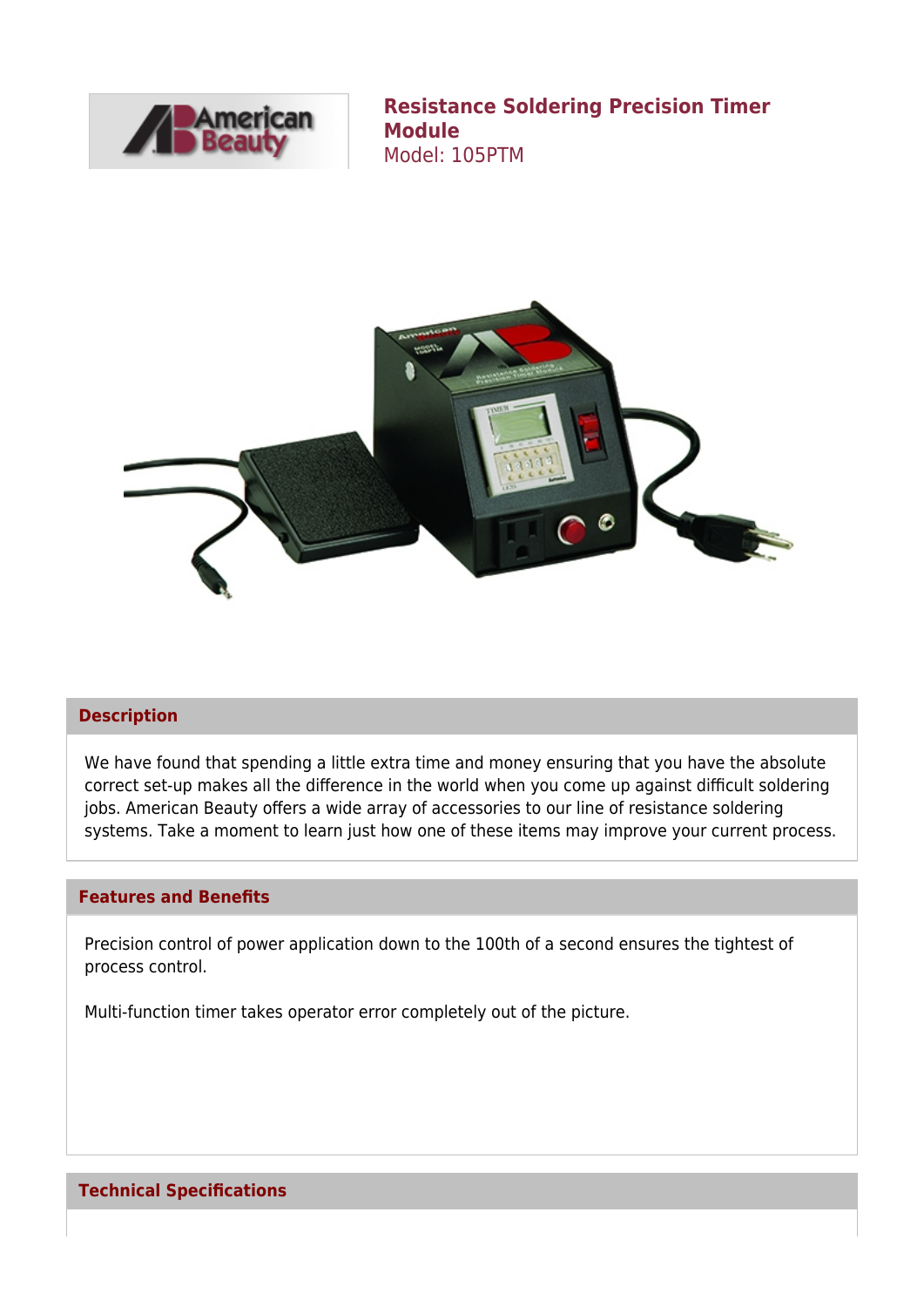# Resistance Soldering Precision Timer Module

Model: 105PTM

## Description

We have found that spending a little extra time and money ensuring that you have the absolute correct set-up makes all the difference in the world when you come up against difficult soldering jobs. American Beauty offers a wide array of accessories to our line of resistance soldering systems. Take a moment to learn just how one of these items may improve your current process.

## Features and Benefits

Precision control of power application down to the 100th of a second ensures the tightest of process control.

Multi-function timer takes operator error completely out of the picture.

## Technical Specifications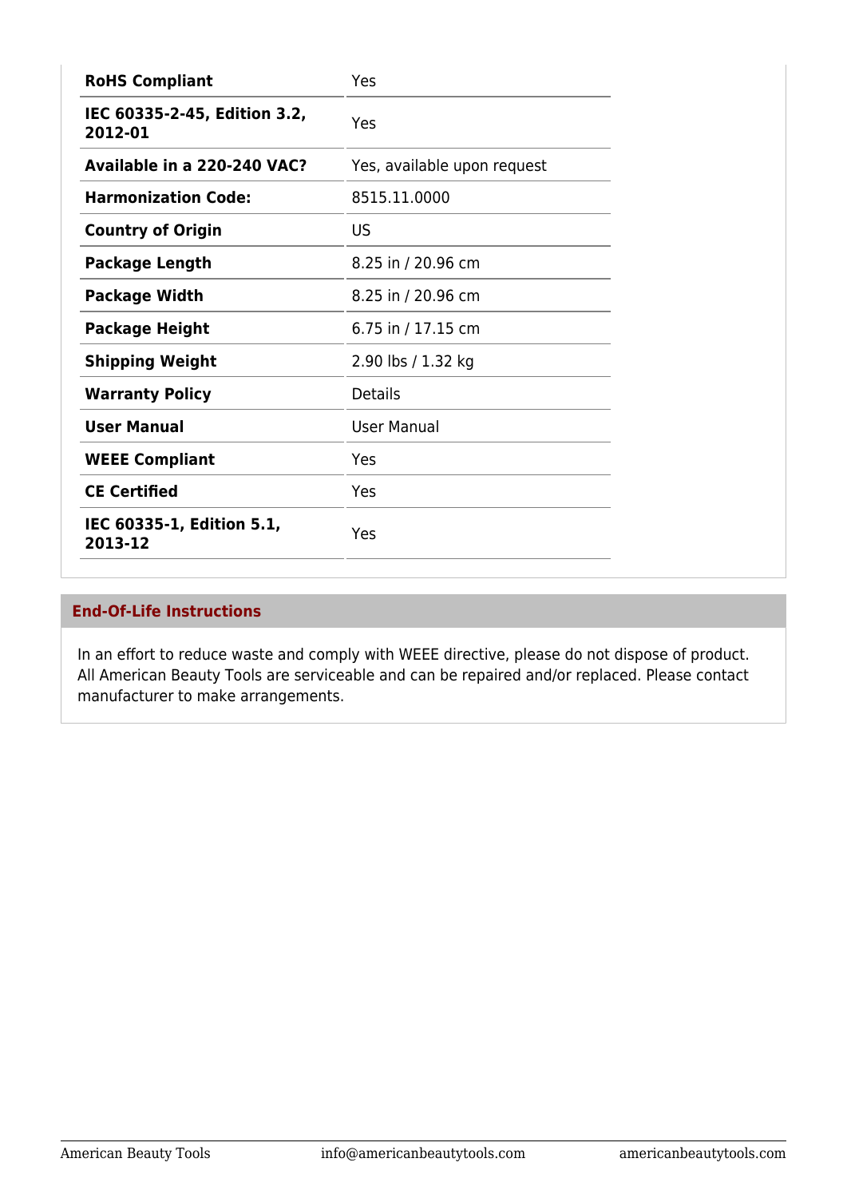| **RoHS Compliant** | Yes |
|---|---|
| **IEC 60335-2-45, Edition 3.2, 2012-01** | Yes |
| **Available in a 220-240 VAC?** | Yes, available upon request |
| **Harmonization Code:** | 8515.11.0000 |
| **Country of Origin** | US |
| **Package Length** | 8.25 in / 20.96 cm |
| **Package Width** | 8.25 in / 20.96 cm |
| **Package Height** | 6.75 in / 17.15 cm |
| **Shipping Weight** | 2.90 lbs / 1.32 kg |
| **Warranty Policy** | Details |
| **User Manual** | User Manual |
| **WEEE Compliant** | Yes |
| **CE Certified** | Yes |
| **IEC 60335-1, Edition 5.1, 2013-12** | Yes |

## End-Of-Life Instructions

In an effort to reduce waste and comply with WEEE directive, please do not dispose of product. All American Beauty Tools are serviceable and can be repaired and/or replaced. Please contact manufacturer to make arrangements.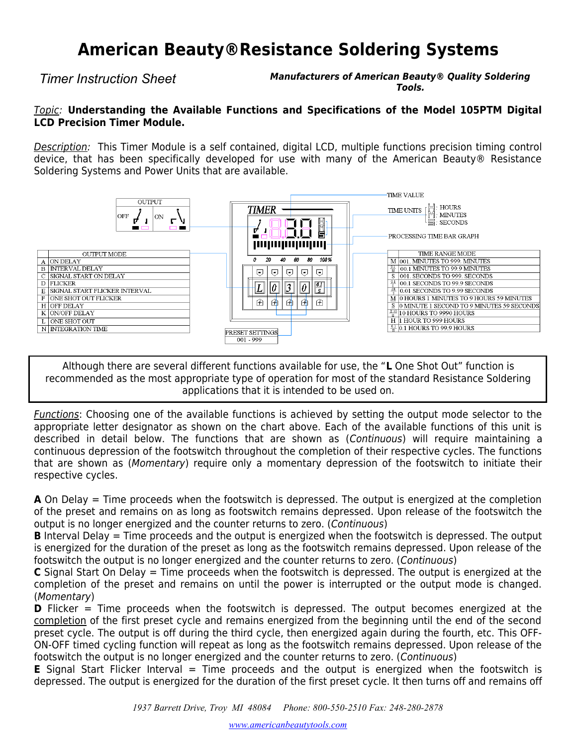# American Beauty® Resistance Soldering Systems

*Timer Instruction Sheet*

***Manufacturers of American Beauty® Quality Soldering Tools.***

*Topic*: **Understanding the Available Functions and Specifications of the Model 105PTM Digital LCD Precision Timer Module.**

*Description*: This Timer Module is a self contained, digital LCD, multiple functions precision timing control device, that has been specifically developed for use with many of the American Beauty® Resistance Soldering Systems and Power Units that are available.

OUTPUT: OFF / ON

TIMER — TIME VALUE; TIME UNITS: H: HOURS, M: MINUTES, S: SECONDS; PROCESSING TIME BAR GRAPH (0 20 40 60 80 100%)

PRESET SETTINGS: 001 - 999

| | OUTPUT MODE |
|---|---|
| A | ON DELAY |
| B | INTERVAL DELAY |
| C | SIGNAL START ON DELAY |
| D | FLICKER |
| E | SIGNAL START FLICKER INTERVAL |
| F | ONE SHOT OUT FLICKER |
| H | OFF DELAY |
| K | ON/OFF DELAY |
| L | ONE SHOT OUT |
| N | INTEGRATION TIME |

| | TIME RANGE MODE |
|---|---|
| M | 001. MINUTES TO 999. MINUTES |
| 0.1 M | 00.1 MINUTES TO 99.9 MINUTES |
| S | 001. SECONDS TO 999. SECONDS |
| 0.1 S | 00.1 SECONDS TO 99.9 SECONDS |
| .01 S | 0.01 SECONDS TO 9.99 SECONDS |
| M | 0 HOURS 1 MINUTES TO 9 HOURS 59 MINUTES |
| S | 0 MINUTE 1 SECOND TO 9 MINUTES 59 SECONDS |
| X10 H | 10 HOURS TO 9990 HOURS |
| H | 1 HOUR TO 999 HOURS |
| 0.1 H | 0.1 HOURS TO 99.9 HOURS |

Although there are several different functions available for use, the "**L** One Shot Out" function is recommended as the most appropriate type of operation for most of the standard Resistance Soldering applications that it is intended to be used on.

*Functions*: Choosing one of the available functions is achieved by setting the output mode selector to the appropriate letter designator as shown on the chart above. Each of the available functions of this unit is described in detail below. The functions that are shown as (*Continuous*) will require maintaining a continuous depression of the footswitch throughout the completion of their respective cycles. The functions that are shown as (*Momentary*) require only a momentary depression of the footswitch to initiate their respective cycles.

**A** On Delay = Time proceeds when the footswitch is depressed. The output is energized at the completion of the preset and remains on as long as footswitch remains depressed. Upon release of the footswitch the output is no longer energized and the counter returns to zero. (*Continuous*)

**B** Interval Delay = Time proceeds and the output is energized when the footswitch is depressed. The output is energized for the duration of the preset as long as the footswitch remains depressed. Upon release of the footswitch the output is no longer energized and the counter returns to zero. (*Continuous*)

**C** Signal Start On Delay = Time proceeds when the footswitch is depressed. The output is energized at the completion of the preset and remains on until the power is interrupted or the output mode is changed. (*Momentary*)

**D** Flicker = Time proceeds when the footswitch is depressed. The output becomes energized at the completion of the first preset cycle and remains energized from the beginning until the end of the second preset cycle. The output is off during the third cycle, then energized again during the fourth, etc. This OFF-ON-OFF timed cycling function will repeat as long as the footswitch remains depressed. Upon release of the footswitch the output is no longer energized and the counter returns to zero. (*Continuous*)

**E** Signal Start Flicker Interval = Time proceeds and the output is energized when the footswitch is depressed. The output is energized for the duration of the first preset cycle. It then turns off and remains off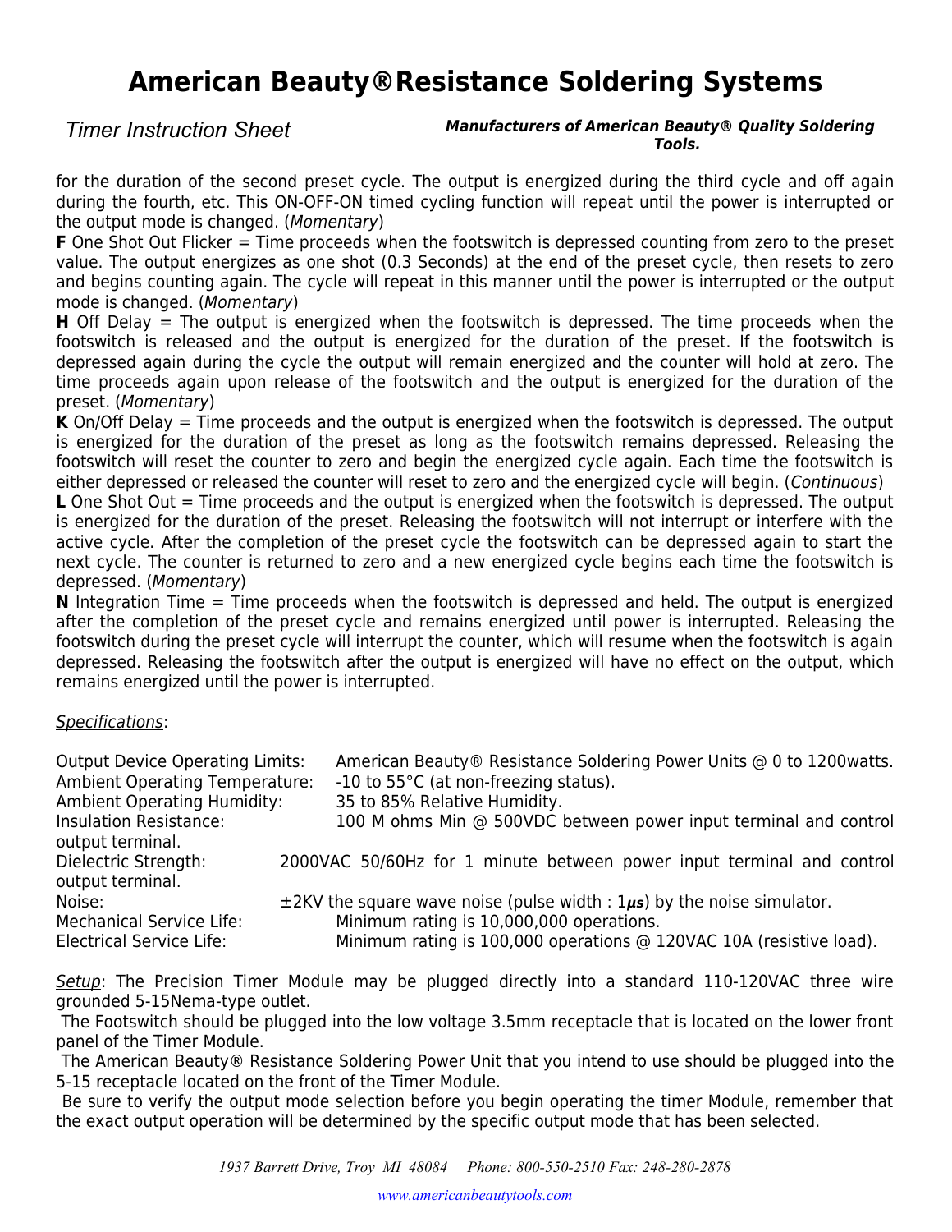for the duration of the second preset cycle. The output is energized during the third cycle and off again during the fourth, etc. This ON-OFF-ON timed cycling function will repeat until the power is interrupted or the output mode is changed. (*Momentary*)

**F** One Shot Out Flicker = Time proceeds when the footswitch is depressed counting from zero to the preset value. The output energizes as one shot (0.3 Seconds) at the end of the preset cycle, then resets to zero and begins counting again. The cycle will repeat in this manner until the power is interrupted or the output mode is changed. (*Momentary*)

**H** Off Delay = The output is energized when the footswitch is depressed. The time proceeds when the footswitch is released and the output is energized for the duration of the preset. If the footswitch is depressed again during the cycle the output will remain energized and the counter will hold at zero. The time proceeds again upon release of the footswitch and the output is energized for the duration of the preset. (*Momentary*)

**K** On/Off Delay = Time proceeds and the output is energized when the footswitch is depressed. The output is energized for the duration of the preset as long as the footswitch remains depressed. Releasing the footswitch will reset the counter to zero and begin the energized cycle again. Each time the footswitch is either depressed or released the counter will reset to zero and the energized cycle will begin. (*Continuous*)

**L** One Shot Out = Time proceeds and the output is energized when the footswitch is depressed. The output is energized for the duration of the preset. Releasing the footswitch will not interrupt or interfere with the active cycle. After the completion of the preset cycle the footswitch can be depressed again to start the next cycle. The counter is returned to zero and a new energized cycle begins each time the footswitch is depressed. (*Momentary*)

**N** Integration Time = Time proceeds when the footswitch is depressed and held. The output is energized after the completion of the preset cycle and remains energized until power is interrupted. Releasing the footswitch during the preset cycle will interrupt the counter, which will resume when the footswitch is again depressed. Releasing the footswitch after the output is energized will have no effect on the output, which remains energized until the power is interrupted.

<u>Specifications</u>:

| | |
|---|---|
| Output Device Operating Limits: | American Beauty® Resistance Soldering Power Units @ 0 to 1200watts. |
| Ambient Operating Temperature: | -10 to 55°C (at non-freezing status). |
| Ambient Operating Humidity: | 35 to 85% Relative Humidity. |
| Insulation Resistance: | 100 M ohms Min @ 500VDC between power input terminal and control output terminal. |
| Dielectric Strength: | 2000VAC 50/60Hz for 1 minute between power input terminal and control output terminal. |
| Noise: | ±2KV the square wave noise (pulse width : 1**μs**) by the noise simulator. |
| Mechanical Service Life: | Minimum rating is 10,000,000 operations. |
| Electrical Service Life: | Minimum rating is 100,000 operations @ 120VAC 10A (resistive load). |

<u>Setup</u>: The Precision Timer Module may be plugged directly into a standard 110-120VAC three wire grounded 5-15Nema-type outlet.

The Footswitch should be plugged into the low voltage 3.5mm receptacle that is located on the lower front panel of the Timer Module.

The American Beauty® Resistance Soldering Power Unit that you intend to use should be plugged into the 5-15 receptacle located on the front of the Timer Module.

Be sure to verify the output mode selection before you begin operating the timer Module, remember that the exact output operation will be determined by the specific output mode that has been selected.